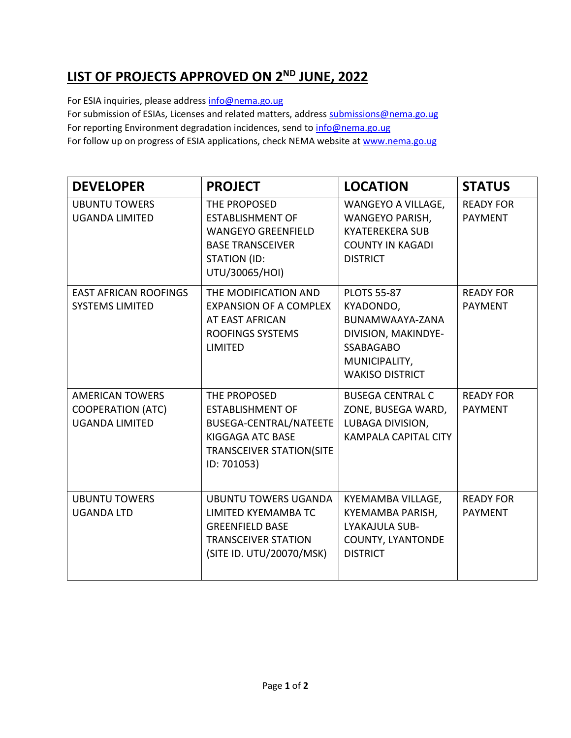# LIST OF PROJECTS APPROVED ON 2ND JUNE, 2022

For ESIA inquiries, please address info@nema.go.ug
For submission of ESIAs, Licenses and related matters, address submissions@nema.go.ug
For reporting Environment degradation incidences, send to info@nema.go.ug
For follow up on progress of ESIA applications, check NEMA website at www.nema.go.ug

| DEVELOPER | PROJECT | LOCATION | STATUS |
|---|---|---|---|
| UBUNTU TOWERS UGANDA LIMITED | THE PROPOSED ESTABLISHMENT OF WANGEYO GREENFIELD BASE TRANSCEIVER STATION (ID: UTU/30065/HOI) | WANGEYO A VILLAGE, WANGEYO PARISH, KYATEREKERA SUB COUNTY IN KAGADI DISTRICT | READY FOR PAYMENT |
| EAST AFRICAN ROOFINGS SYSTEMS LIMITED | THE MODIFICATION AND EXPANSION OF A COMPLEX AT EAST AFRICAN ROOFINGS SYSTEMS LIMITED | PLOTS 55-87 KYADONDO, BUNAMWAAYA-ZANA DIVISION, MAKINDYE-SSABAGABO MUNICIPALITY, WAKISO DISTRICT | READY FOR PAYMENT |
| AMERICAN TOWERS COOPERATION (ATC) UGANDA LIMITED | THE PROPOSED ESTABLISHMENT OF BUSEGA-CENTRAL/NATEETE KIGGAGA ATC BASE TRANSCEIVER STATION(SITE ID: 701053) | BUSEGA CENTRAL C ZONE, BUSEGA WARD, LUBAGA DIVISION, KAMPALA CAPITAL CITY | READY FOR PAYMENT |
| UBUNTU TOWERS UGANDA LTD | UBUNTU TOWERS UGANDA LIMITED KYEMAMBA TC GREENFIELD BASE TRANSCEIVER STATION (SITE ID. UTU/20070/MSK) | KYEMAMBA VILLAGE, KYEMAMBA PARISH, LYAKAJULA SUB-COUNTY, LYANTONDE DISTRICT | READY FOR PAYMENT |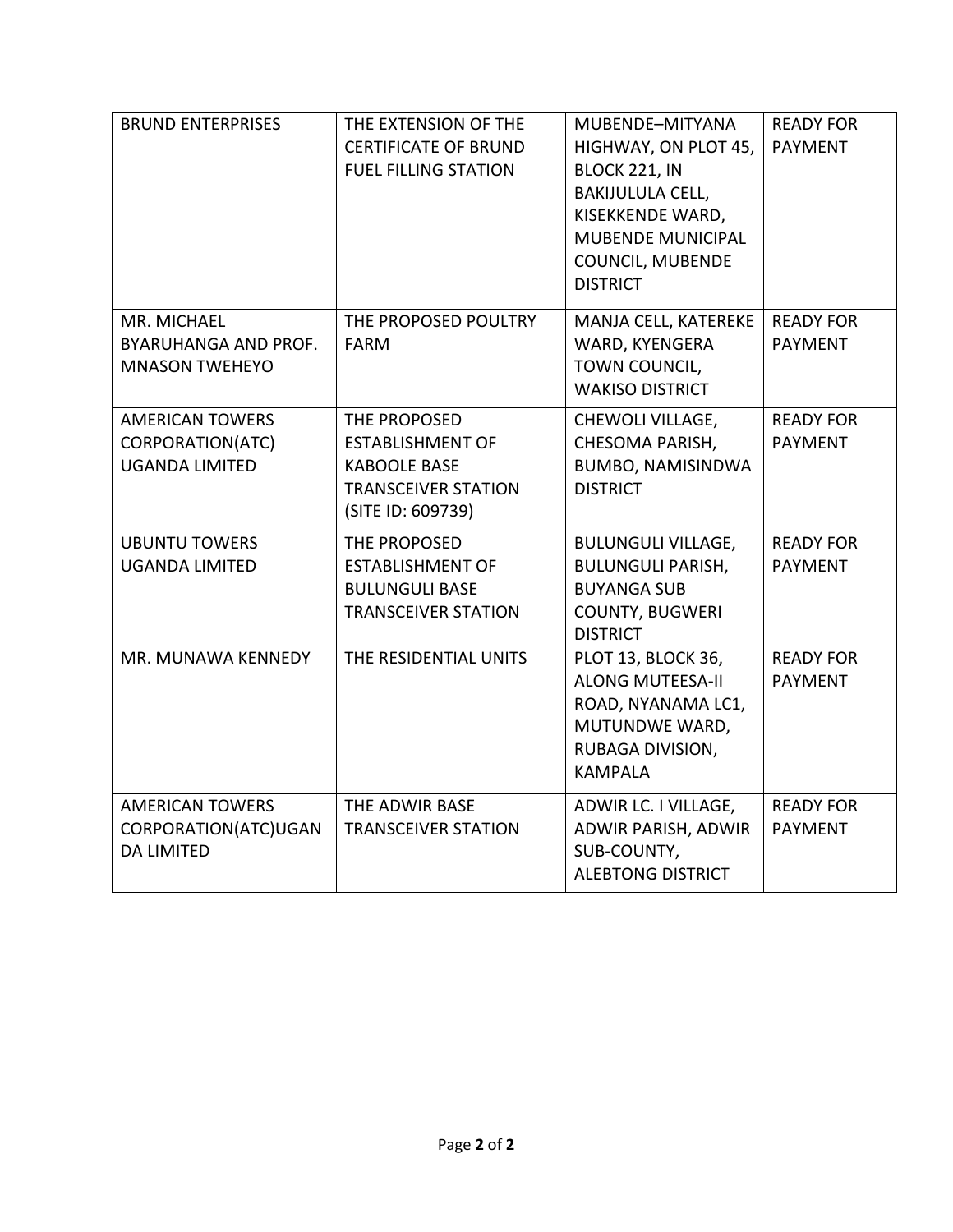| | | | |
|---|---|---|---|
| BRUND ENTERPRISES | THE EXTENSION OF THE CERTIFICATE OF BRUND FUEL FILLING STATION | MUBENDE–MITYANA HIGHWAY, ON PLOT 45, BLOCK 221, IN BAKIJULULA CELL, KISEKKENDE WARD, MUBENDE MUNICIPAL COUNCIL, MUBENDE DISTRICT | READY FOR PAYMENT |
| MR. MICHAEL BYARUHANGA AND PROF. MNASON TWEHEYO | THE PROPOSED POULTRY FARM | MANJA CELL, KATEREKE WARD, KYENGERA TOWN COUNCIL, WAKISO DISTRICT | READY FOR PAYMENT |
| AMERICAN TOWERS CORPORATION(ATC) UGANDA LIMITED | THE PROPOSED ESTABLISHMENT OF KABOOLE BASE TRANSCEIVER STATION (SITE ID: 609739) | CHEWOLI VILLAGE, CHESOMA PARISH, BUMBO, NAMISINDWA DISTRICT | READY FOR PAYMENT |
| UBUNTU TOWERS UGANDA LIMITED | THE PROPOSED ESTABLISHMENT OF BULUNGULI BASE TRANSCEIVER STATION | BULUNGULI VILLAGE, BULUNGULI PARISH, BUYANGA SUB COUNTY, BUGWERI DISTRICT | READY FOR PAYMENT |
| MR. MUNAWA KENNEDY | THE RESIDENTIAL UNITS | PLOT 13, BLOCK 36, ALONG MUTEESA-II ROAD, NYANAMA LC1, MUTUNDWE WARD, RUBAGA DIVISION, KAMPALA | READY FOR PAYMENT |
| AMERICAN TOWERS CORPORATION(ATC)UGANDA LIMITED | THE ADWIR BASE TRANSCEIVER STATION | ADWIR LC. I VILLAGE, ADWIR PARISH, ADWIR SUB-COUNTY, ALEBTONG DISTRICT | READY FOR PAYMENT |